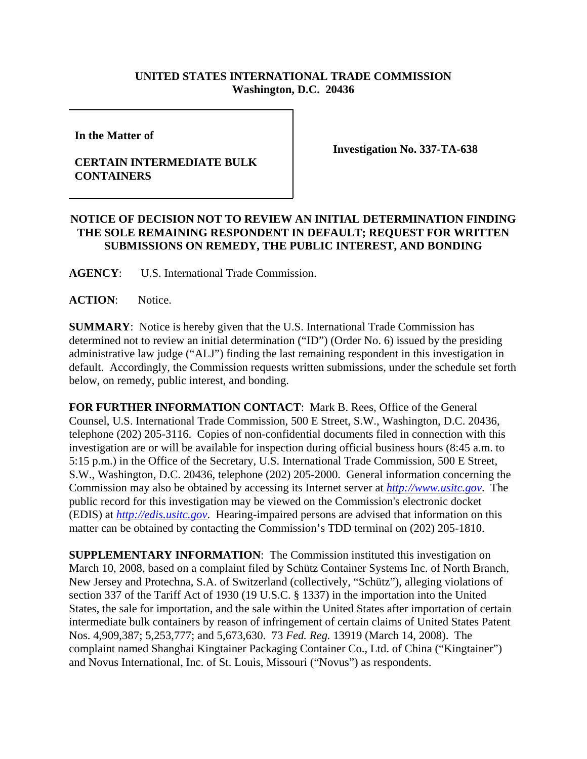**UNITED STATES INTERNATIONAL TRADE COMMISSION**
**Washington, D.C. 20436**

| **In the Matter of** **CERTAIN INTERMEDIATE BULK CONTAINERS** | **Investigation No. 337-TA-638** |
|---|---|

## NOTICE OF DECISION NOT TO REVIEW AN INITIAL DETERMINATION FINDING THE SOLE REMAINING RESPONDENT IN DEFAULT; REQUEST FOR WRITTEN SUBMISSIONS ON REMEDY, THE PUBLIC INTEREST, AND BONDING

**AGENCY**: U.S. International Trade Commission.

**ACTION**: Notice.

**SUMMARY**: Notice is hereby given that the U.S. International Trade Commission has determined not to review an initial determination ("ID") (Order No. 6) issued by the presiding administrative law judge ("ALJ") finding the last remaining respondent in this investigation in default. Accordingly, the Commission requests written submissions, under the schedule set forth below, on remedy, public interest, and bonding.

**FOR FURTHER INFORMATION CONTACT**: Mark B. Rees, Office of the General Counsel, U.S. International Trade Commission, 500 E Street, S.W., Washington, D.C. 20436, telephone (202) 205-3116. Copies of non-confidential documents filed in connection with this investigation are or will be available for inspection during official business hours (8:45 a.m. to 5:15 p.m.) in the Office of the Secretary, U.S. International Trade Commission, 500 E Street, S.W., Washington, D.C. 20436, telephone (202) 205-2000. General information concerning the Commission may also be obtained by accessing its Internet server at *http://www.usitc.gov*. The public record for this investigation may be viewed on the Commission's electronic docket (EDIS) at *http://edis.usitc.gov*. Hearing-impaired persons are advised that information on this matter can be obtained by contacting the Commission's TDD terminal on (202) 205-1810.

**SUPPLEMENTARY INFORMATION**: The Commission instituted this investigation on March 10, 2008, based on a complaint filed by Schütz Container Systems Inc. of North Branch, New Jersey and Protechna, S.A. of Switzerland (collectively, "Schütz"), alleging violations of section 337 of the Tariff Act of 1930 (19 U.S.C. § 1337) in the importation into the United States, the sale for importation, and the sale within the United States after importation of certain intermediate bulk containers by reason of infringement of certain claims of United States Patent Nos. 4,909,387; 5,253,777; and 5,673,630. 73 *Fed. Reg.* 13919 (March 14, 2008). The complaint named Shanghai Kingtainer Packaging Container Co., Ltd. of China ("Kingtainer") and Novus International, Inc. of St. Louis, Missouri ("Novus") as respondents.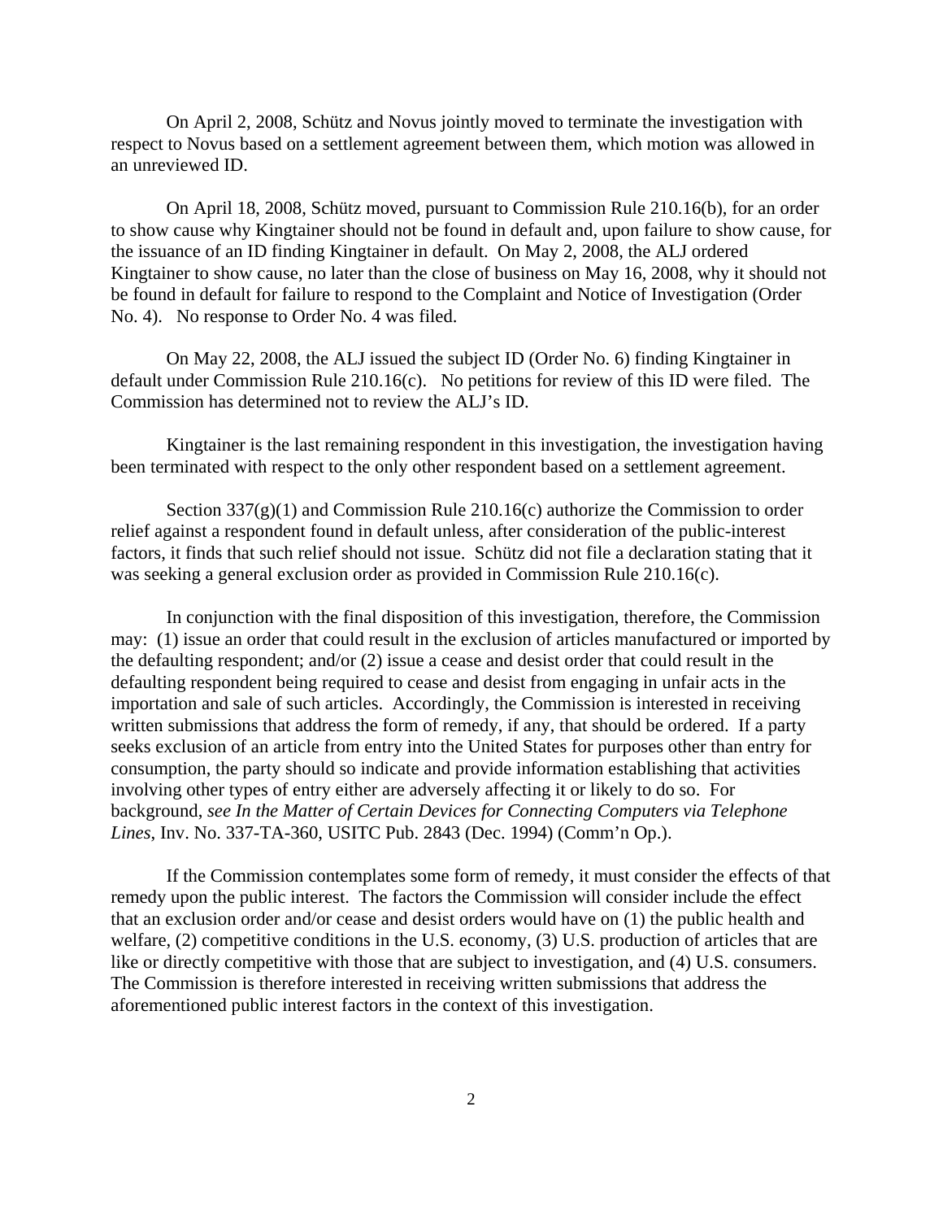On April 2, 2008, Schütz and Novus jointly moved to terminate the investigation with respect to Novus based on a settlement agreement between them, which motion was allowed in an unreviewed ID.

On April 18, 2008, Schütz moved, pursuant to Commission Rule 210.16(b), for an order to show cause why Kingtainer should not be found in default and, upon failure to show cause, for the issuance of an ID finding Kingtainer in default. On May 2, 2008, the ALJ ordered Kingtainer to show cause, no later than the close of business on May 16, 2008, why it should not be found in default for failure to respond to the Complaint and Notice of Investigation (Order No. 4). No response to Order No. 4 was filed.

On May 22, 2008, the ALJ issued the subject ID (Order No. 6) finding Kingtainer in default under Commission Rule 210.16(c). No petitions for review of this ID were filed. The Commission has determined not to review the ALJ's ID.

Kingtainer is the last remaining respondent in this investigation, the investigation having been terminated with respect to the only other respondent based on a settlement agreement.

Section 337(g)(1) and Commission Rule 210.16(c) authorize the Commission to order relief against a respondent found in default unless, after consideration of the public-interest factors, it finds that such relief should not issue. Schütz did not file a declaration stating that it was seeking a general exclusion order as provided in Commission Rule 210.16(c).

In conjunction with the final disposition of this investigation, therefore, the Commission may: (1) issue an order that could result in the exclusion of articles manufactured or imported by the defaulting respondent; and/or (2) issue a cease and desist order that could result in the defaulting respondent being required to cease and desist from engaging in unfair acts in the importation and sale of such articles. Accordingly, the Commission is interested in receiving written submissions that address the form of remedy, if any, that should be ordered. If a party seeks exclusion of an article from entry into the United States for purposes other than entry for consumption, the party should so indicate and provide information establishing that activities involving other types of entry either are adversely affecting it or likely to do so. For background, *see In the Matter of Certain Devices for Connecting Computers via Telephone Lines*, Inv. No. 337-TA-360, USITC Pub. 2843 (Dec. 1994) (Comm'n Op.).

If the Commission contemplates some form of remedy, it must consider the effects of that remedy upon the public interest. The factors the Commission will consider include the effect that an exclusion order and/or cease and desist orders would have on (1) the public health and welfare, (2) competitive conditions in the U.S. economy, (3) U.S. production of articles that are like or directly competitive with those that are subject to investigation, and (4) U.S. consumers. The Commission is therefore interested in receiving written submissions that address the aforementioned public interest factors in the context of this investigation.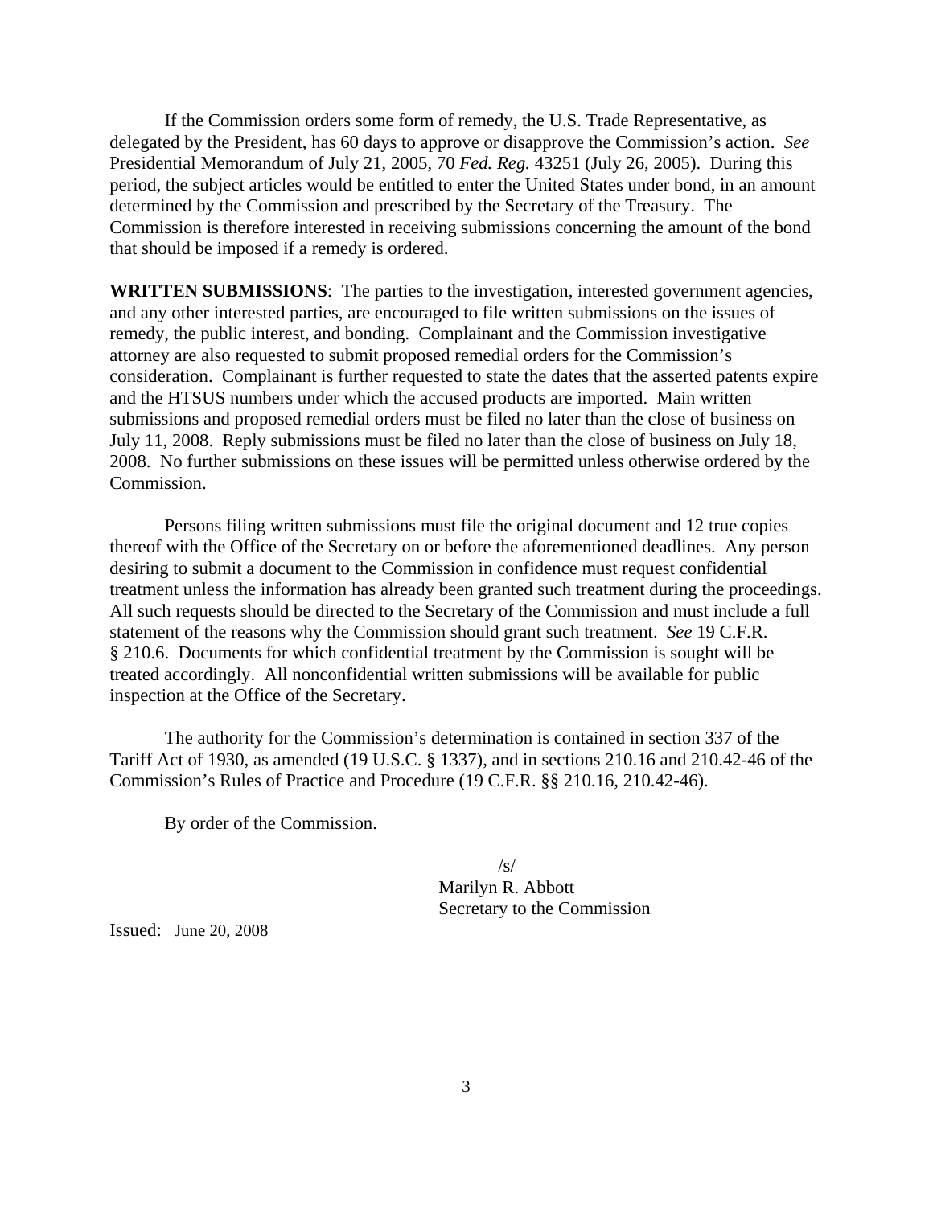If the Commission orders some form of remedy, the U.S. Trade Representative, as delegated by the President, has 60 days to approve or disapprove the Commission's action. *See* Presidential Memorandum of July 21, 2005, 70 *Fed. Reg.* 43251 (July 26, 2005). During this period, the subject articles would be entitled to enter the United States under bond, in an amount determined by the Commission and prescribed by the Secretary of the Treasury. The Commission is therefore interested in receiving submissions concerning the amount of the bond that should be imposed if a remedy is ordered.

**WRITTEN SUBMISSIONS**: The parties to the investigation, interested government agencies, and any other interested parties, are encouraged to file written submissions on the issues of remedy, the public interest, and bonding. Complainant and the Commission investigative attorney are also requested to submit proposed remedial orders for the Commission's consideration. Complainant is further requested to state the dates that the asserted patents expire and the HTSUS numbers under which the accused products are imported. Main written submissions and proposed remedial orders must be filed no later than the close of business on July 11, 2008. Reply submissions must be filed no later than the close of business on July 18, 2008. No further submissions on these issues will be permitted unless otherwise ordered by the Commission.

Persons filing written submissions must file the original document and 12 true copies thereof with the Office of the Secretary on or before the aforementioned deadlines. Any person desiring to submit a document to the Commission in confidence must request confidential treatment unless the information has already been granted such treatment during the proceedings. All such requests should be directed to the Secretary of the Commission and must include a full statement of the reasons why the Commission should grant such treatment. *See* 19 C.F.R. § 210.6. Documents for which confidential treatment by the Commission is sought will be treated accordingly. All nonconfidential written submissions will be available for public inspection at the Office of the Secretary.

The authority for the Commission's determination is contained in section 337 of the Tariff Act of 1930, as amended (19 U.S.C. § 1337), and in sections 210.16 and 210.42-46 of the Commission's Rules of Practice and Procedure (19 C.F.R. §§ 210.16, 210.42-46).

By order of the Commission.

/s/
Marilyn R. Abbott
Secretary to the Commission

Issued: June 20, 2008